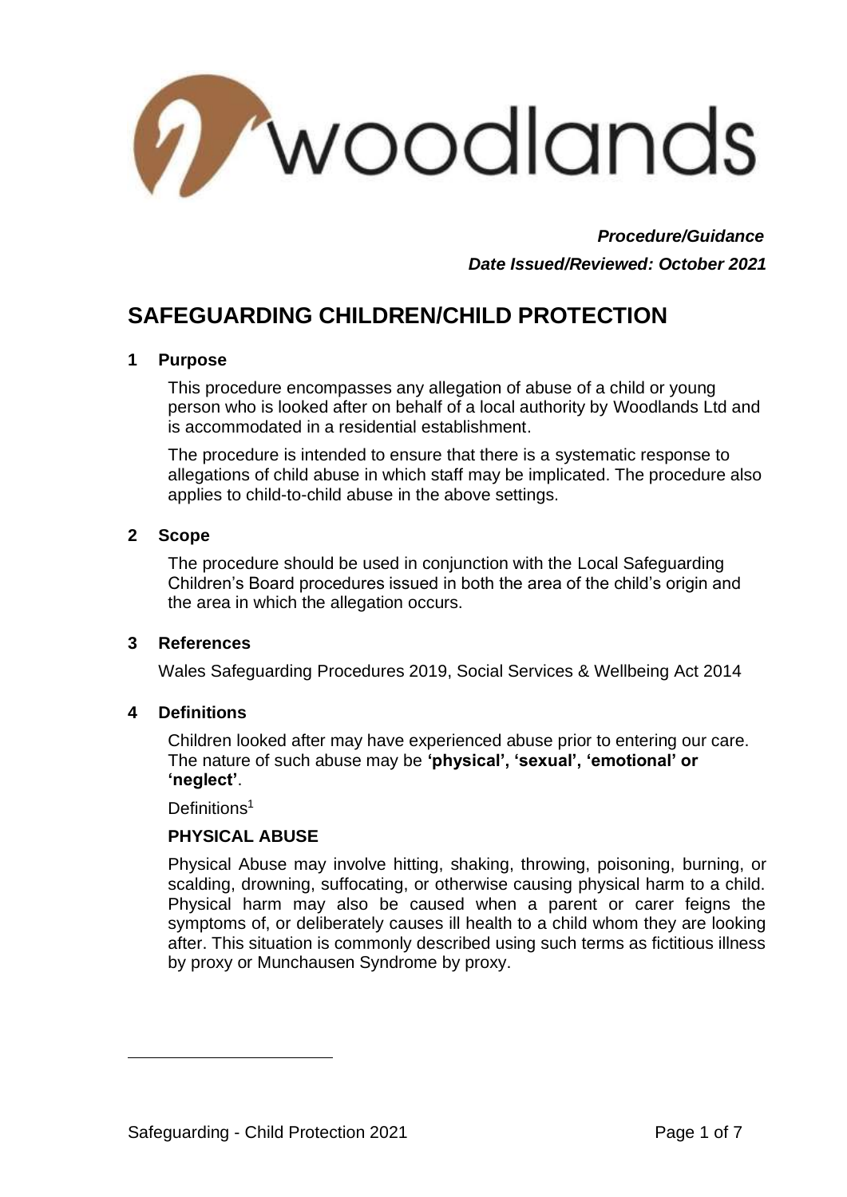woodlands

***Procedure/Guidance***
***Date Issued/Reviewed: October 2021***

# SAFEGUARDING CHILDREN/CHILD PROTECTION

## 1 Purpose

This procedure encompasses any allegation of abuse of a child or young person who is looked after on behalf of a local authority by Woodlands Ltd and is accommodated in a residential establishment.

The procedure is intended to ensure that there is a systematic response to allegations of child abuse in which staff may be implicated. The procedure also applies to child-to-child abuse in the above settings.

## 2 Scope

The procedure should be used in conjunction with the Local Safeguarding Children's Board procedures issued in both the area of the child's origin and the area in which the allegation occurs.

## 3 References

Wales Safeguarding Procedures 2019, Social Services & Wellbeing Act 2014

## 4 Definitions

Children looked after may have experienced abuse prior to entering our care. The nature of such abuse may be **'physical', 'sexual', 'emotional' or 'neglect'**.

Definitions[1]

### PHYSICAL ABUSE

Physical Abuse may involve hitting, shaking, throwing, poisoning, burning, or scalding, drowning, suffocating, or otherwise causing physical harm to a child. Physical harm may also be caused when a parent or carer feigns the symptoms of, or deliberately causes ill health to a child whom they are looking after. This situation is commonly described using such terms as fictitious illness by proxy or Munchausen Syndrome by proxy.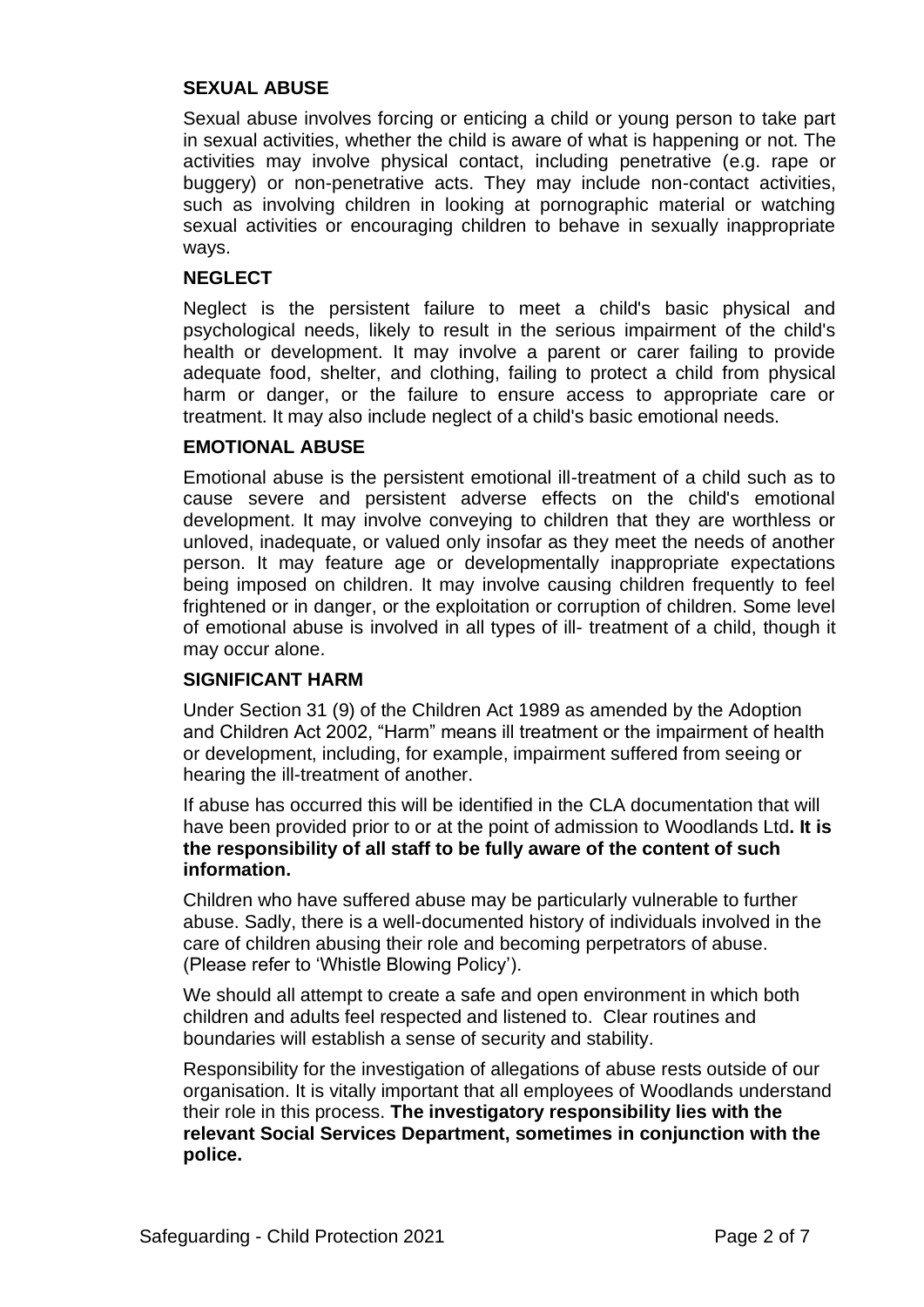## SEXUAL ABUSE

Sexual abuse involves forcing or enticing a child or young person to take part in sexual activities, whether the child is aware of what is happening or not. The activities may involve physical contact, including penetrative (e.g. rape or buggery) or non-penetrative acts. They may include non-contact activities, such as involving children in looking at pornographic material or watching sexual activities or encouraging children to behave in sexually inappropriate ways.

## NEGLECT

Neglect is the persistent failure to meet a child's basic physical and psychological needs, likely to result in the serious impairment of the child's health or development. It may involve a parent or carer failing to provide adequate food, shelter, and clothing, failing to protect a child from physical harm or danger, or the failure to ensure access to appropriate care or treatment. It may also include neglect of a child's basic emotional needs.

## EMOTIONAL ABUSE

Emotional abuse is the persistent emotional ill-treatment of a child such as to cause severe and persistent adverse effects on the child's emotional development. It may involve conveying to children that they are worthless or unloved, inadequate, or valued only insofar as they meet the needs of another person. It may feature age or developmentally inappropriate expectations being imposed on children. It may involve causing children frequently to feel frightened or in danger, or the exploitation or corruption of children. Some level of emotional abuse is involved in all types of ill- treatment of a child, though it may occur alone.

## SIGNIFICANT HARM

Under Section 31 (9) of the Children Act 1989 as amended by the Adoption and Children Act 2002, "Harm" means ill treatment or the impairment of health or development, including, for example, impairment suffered from seeing or hearing the ill-treatment of another.

If abuse has occurred this will be identified in the CLA documentation that will have been provided prior to or at the point of admission to Woodlands Ltd**. It is the responsibility of all staff to be fully aware of the content of such information.**

Children who have suffered abuse may be particularly vulnerable to further abuse. Sadly, there is a well-documented history of individuals involved in the care of children abusing their role and becoming perpetrators of abuse. (Please refer to 'Whistle Blowing Policy').

We should all attempt to create a safe and open environment in which both children and adults feel respected and listened to. Clear routines and boundaries will establish a sense of security and stability.

Responsibility for the investigation of allegations of abuse rests outside of our organisation. It is vitally important that all employees of Woodlands understand their role in this process. **The investigatory responsibility lies with the relevant Social Services Department, sometimes in conjunction with the police.**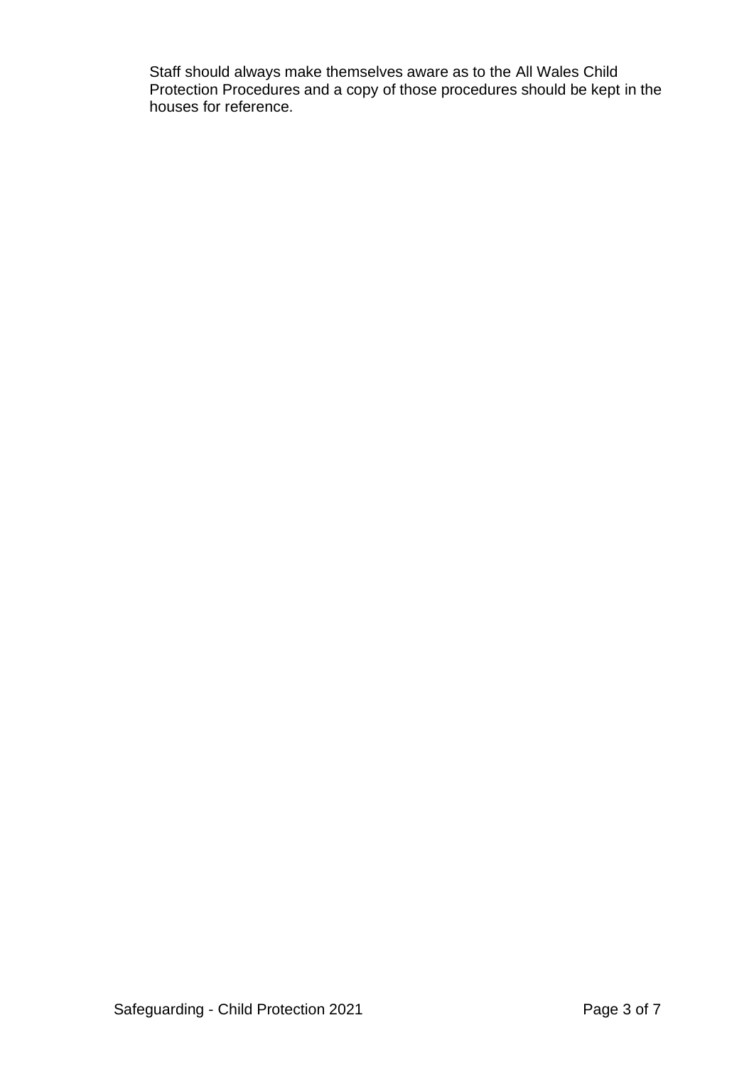Staff should always make themselves aware as to the All Wales Child Protection Procedures and a copy of those procedures should be kept in the houses for reference.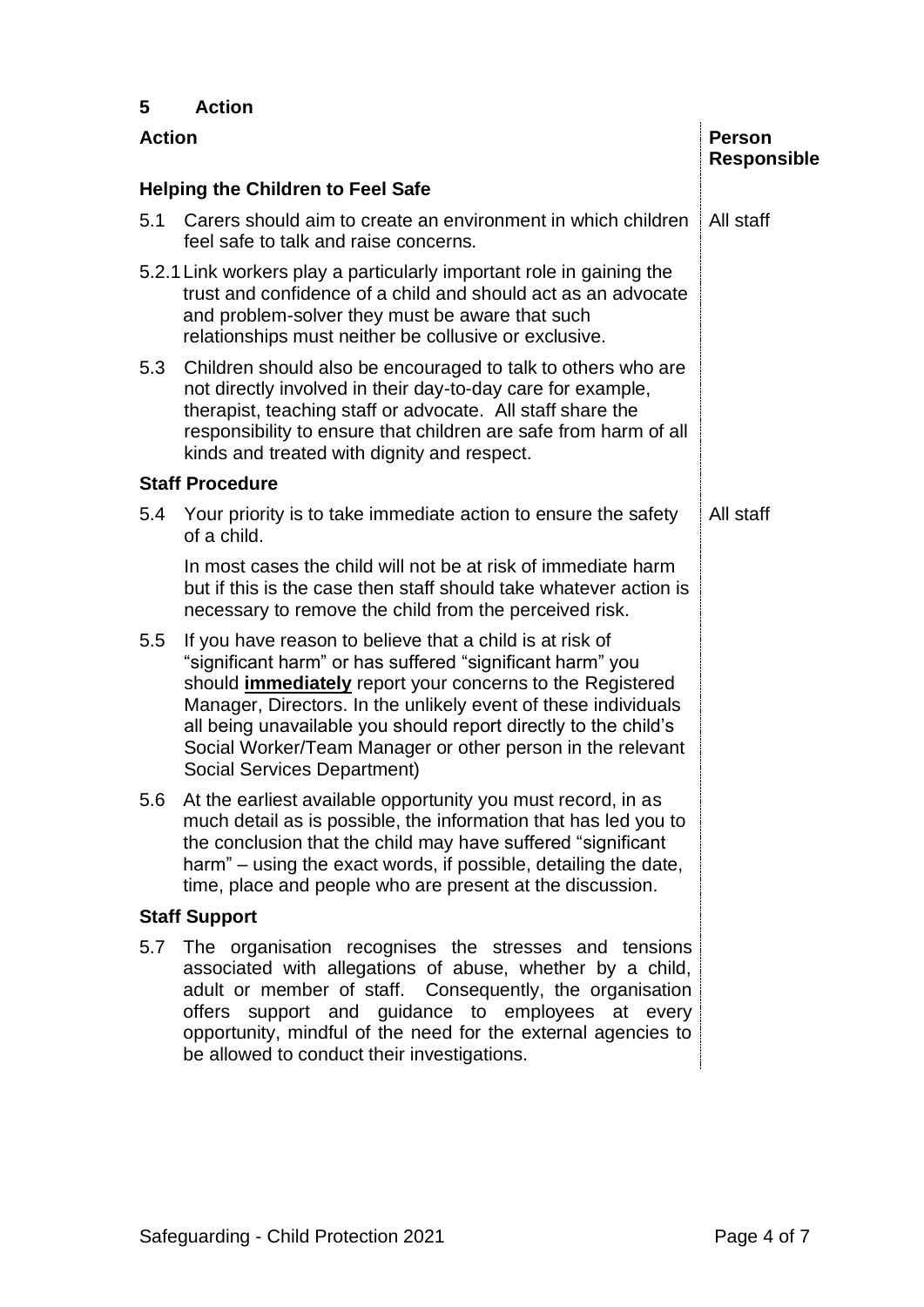## 5 Action

| Action | Person Responsible |
|---|---|
| **Helping the Children to Feel Safe** | |
| 5.1 Carers should aim to create an environment in which children feel safe to talk and raise concerns. | All staff |
| 5.2.1 Link workers play a particularly important role in gaining the trust and confidence of a child and should act as an advocate and problem-solver they must be aware that such relationships must neither be collusive or exclusive. | |
| 5.3 Children should also be encouraged to talk to others who are not directly involved in their day-to-day care for example, therapist, teaching staff or advocate. All staff share the responsibility to ensure that children are safe from harm of all kinds and treated with dignity and respect. | |
| **Staff Procedure** | |
| 5.4 Your priority is to take immediate action to ensure the safety of a child.<br><br>In most cases the child will not be at risk of immediate harm but if this is the case then staff should take whatever action is necessary to remove the child from the perceived risk. | All staff |
| 5.5 If you have reason to believe that a child is at risk of "significant harm" or has suffered "significant harm" you should **immediately** report your concerns to the Registered Manager, Directors. In the unlikely event of these individuals all being unavailable you should report directly to the child's Social Worker/Team Manager or other person in the relevant Social Services Department) | |
| 5.6 At the earliest available opportunity you must record, in as much detail as is possible, the information that has led you to the conclusion that the child may have suffered "significant harm" – using the exact words, if possible, detailing the date, time, place and people who are present at the discussion. | |
| **Staff Support** | |
| 5.7 The organisation recognises the stresses and tensions associated with allegations of abuse, whether by a child, adult or member of staff. Consequently, the organisation offers support and guidance to employees at every opportunity, mindful of the need for the external agencies to be allowed to conduct their investigations. | |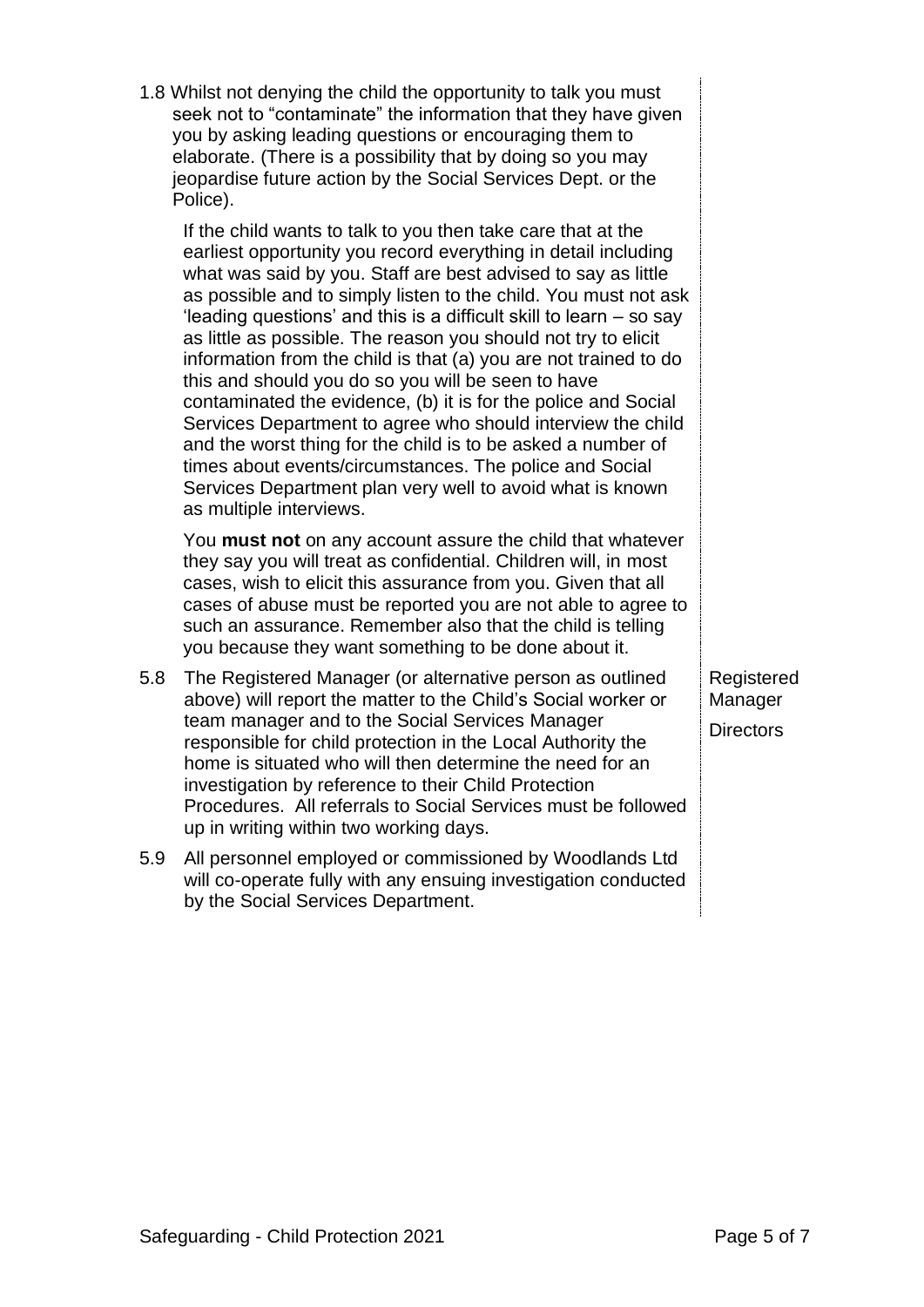1.8 Whilst not denying the child the opportunity to talk you must seek not to "contaminate" the information that they have given you by asking leading questions or encouraging them to elaborate. (There is a possibility that by doing so you may jeopardise future action by the Social Services Dept. or the Police).

If the child wants to talk to you then take care that at the earliest opportunity you record everything in detail including what was said by you. Staff are best advised to say as little as possible and to simply listen to the child. You must not ask 'leading questions' and this is a difficult skill to learn – so say as little as possible. The reason you should not try to elicit information from the child is that (a) you are not trained to do this and should you do so you will be seen to have contaminated the evidence, (b) it is for the police and Social Services Department to agree who should interview the child and the worst thing for the child is to be asked a number of times about events/circumstances. The police and Social Services Department plan very well to avoid what is known as multiple interviews.

You **must not** on any account assure the child that whatever they say you will treat as confidential. Children will, in most cases, wish to elicit this assurance from you. Given that all cases of abuse must be reported you are not able to agree to such an assurance. Remember also that the child is telling you because they want something to be done about it.

5.8 The Registered Manager (or alternative person as outlined above) will report the matter to the Child's Social worker or team manager and to the Social Services Manager responsible for child protection in the Local Authority the home is situated who will then determine the need for an investigation by reference to their Child Protection Procedures. All referrals to Social Services must be followed up in writing within two working days.

Registered Manager
Directors

5.9 All personnel employed or commissioned by Woodlands Ltd will co-operate fully with any ensuing investigation conducted by the Social Services Department.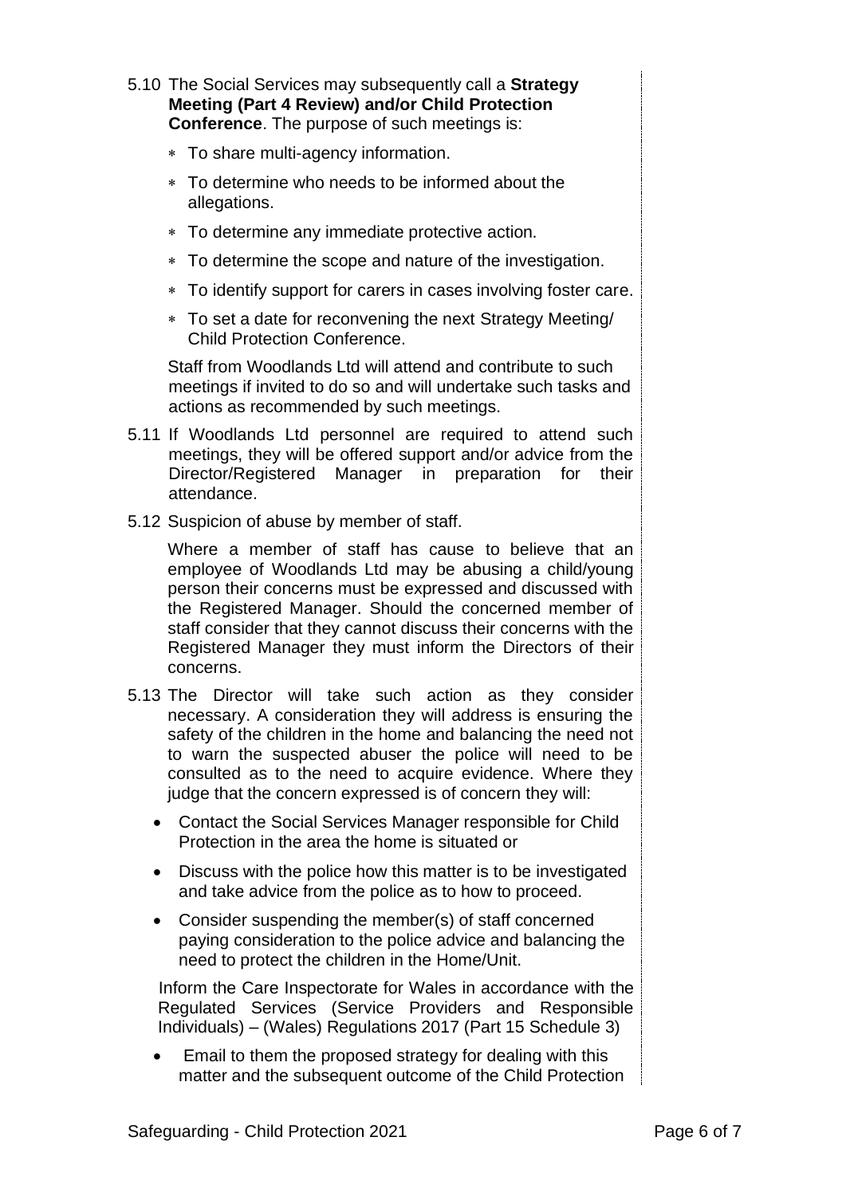5.10 The Social Services may subsequently call a **Strategy Meeting (Part 4 Review) and/or Child Protection Conference**. The purpose of such meetings is:

* To share multi-agency information.
* To determine who needs to be informed about the allegations.
* To determine any immediate protective action.
* To determine the scope and nature of the investigation.
* To identify support for carers in cases involving foster care.
* To set a date for reconvening the next Strategy Meeting/ Child Protection Conference.

Staff from Woodlands Ltd will attend and contribute to such meetings if invited to do so and will undertake such tasks and actions as recommended by such meetings.

5.11 If Woodlands Ltd personnel are required to attend such meetings, they will be offered support and/or advice from the Director/Registered Manager in preparation for their attendance.

5.12 Suspicion of abuse by member of staff.

Where a member of staff has cause to believe that an employee of Woodlands Ltd may be abusing a child/young person their concerns must be expressed and discussed with the Registered Manager. Should the concerned member of staff consider that they cannot discuss their concerns with the Registered Manager they must inform the Directors of their concerns.

5.13 The Director will take such action as they consider necessary. A consideration they will address is ensuring the safety of the children in the home and balancing the need not to warn the suspected abuser the police will need to be consulted as to the need to acquire evidence. Where they judge that the concern expressed is of concern they will:

- Contact the Social Services Manager responsible for Child Protection in the area the home is situated or
- Discuss with the police how this matter is to be investigated and take advice from the police as to how to proceed.
- Consider suspending the member(s) of staff concerned paying consideration to the police advice and balancing the need to protect the children in the Home/Unit.

Inform the Care Inspectorate for Wales in accordance with the Regulated Services (Service Providers and Responsible Individuals) – (Wales) Regulations 2017 (Part 15 Schedule 3)

- Email to them the proposed strategy for dealing with this matter and the subsequent outcome of the Child Protection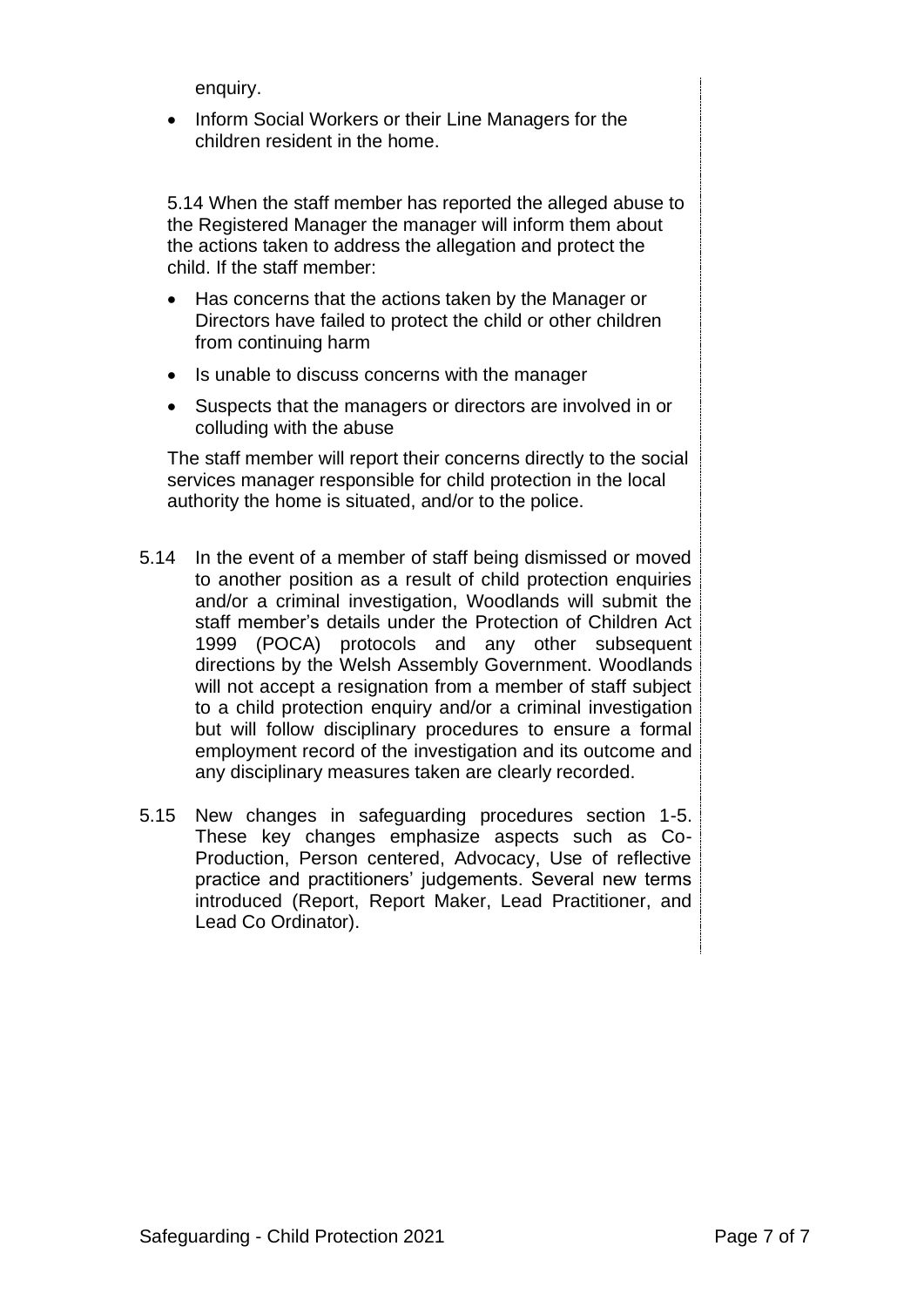enquiry.

- Inform Social Workers or their Line Managers for the children resident in the home.

5.14 When the staff member has reported the alleged abuse to the Registered Manager the manager will inform them about the actions taken to address the allegation and protect the child. If the staff member:

- Has concerns that the actions taken by the Manager or Directors have failed to protect the child or other children from continuing harm
- Is unable to discuss concerns with the manager
- Suspects that the managers or directors are involved in or colluding with the abuse

The staff member will report their concerns directly to the social services manager responsible for child protection in the local authority the home is situated, and/or to the police.

5.14 In the event of a member of staff being dismissed or moved to another position as a result of child protection enquiries and/or a criminal investigation, Woodlands will submit the staff member's details under the Protection of Children Act 1999 (POCA) protocols and any other subsequent directions by the Welsh Assembly Government. Woodlands will not accept a resignation from a member of staff subject to a child protection enquiry and/or a criminal investigation but will follow disciplinary procedures to ensure a formal employment record of the investigation and its outcome and any disciplinary measures taken are clearly recorded.

5.15 New changes in safeguarding procedures section 1-5. These key changes emphasize aspects such as Co-Production, Person centered, Advocacy, Use of reflective practice and practitioners' judgements. Several new terms introduced (Report, Report Maker, Lead Practitioner, and Lead Co Ordinator).